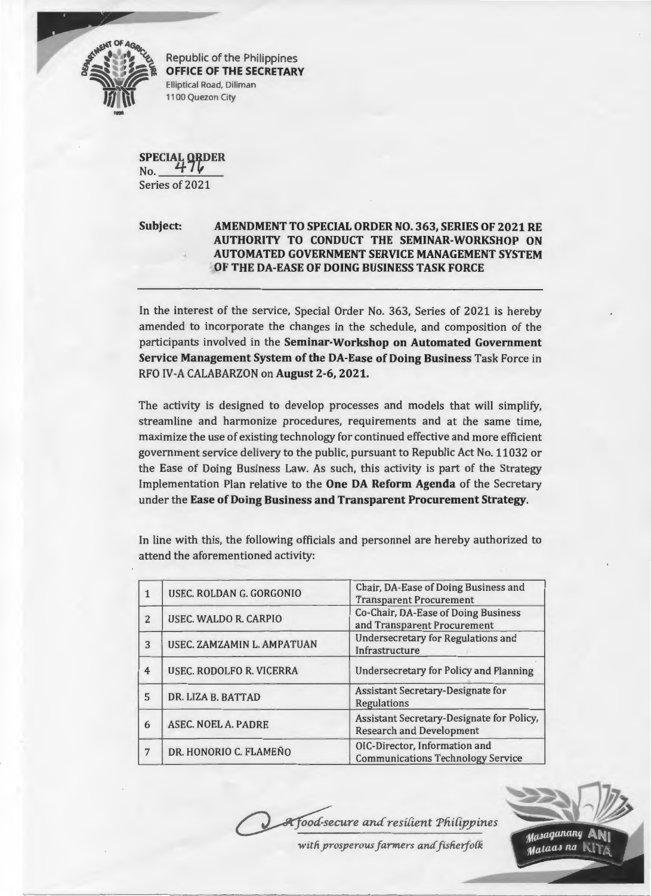Republic of the Philippines
**OFFICE OF THE SECRETARY**
Elliptical Road, Diliman
1100 Quezon City

**SPECIAL ORDER**
No. 476
Series of 2021

**Subject:** **AMENDMENT TO SPECIAL ORDER NO. 363, SERIES OF 2021 RE AUTHORITY TO CONDUCT THE SEMINAR-WORKSHOP ON AUTOMATED GOVERNMENT SERVICE MANAGEMENT SYSTEM OF THE DA-EASE OF DOING BUSINESS TASK FORCE**

In the interest of the service, Special Order No. 363, Series of 2021 is hereby amended to incorporate the changes in the schedule, and composition of the participants involved in the **Seminar-Workshop on Automated Government Service Management System of the DA-Ease of Doing Business** Task Force in RFO IV-A CALABARZON on **August 2-6, 2021.**

The activity is designed to develop processes and models that will simplify, streamline and harmonize procedures, requirements and at the same time, maximize the use of existing technology for continued effective and more efficient government service delivery to the public, pursuant to Republic Act No. 11032 or the Ease of Doing Business Law. As such, this activity is part of the Strategy Implementation Plan relative to the **One DA Reform Agenda** of the Secretary under the **Ease of Doing Business and Transparent Procurement Strategy**.

In line with this, the following officials and personnel are hereby authorized to attend the aforementioned activity:

| | | |
|---|---|---|
| 1 | USEC. ROLDAN G. GORGONIO | Chair, DA-Ease of Doing Business and Transparent Procurement |
| 2 | USEC. WALDO R. CARPIO | Co-Chair, DA-Ease of Doing Business and Transparent Procurement |
| 3 | USEC. ZAMZAMIN L. AMPATUAN | Undersecretary for Regulations and Infrastructure |
| 4 | USEC. RODOLFO R. VICERRA | Undersecretary for Policy and Planning |
| 5 | DR. LIZA B. BATTAD | Assistant Secretary-Designate for Regulations |
| 6 | ASEC. NOEL A. PADRE | Assistant Secretary-Designate for Policy, Research and Development |
| 7 | DR. HONORIO C. FLAMEÑO | OIC-Director, Information and Communications Technology Service |

*A food-secure and resilient Philippines with prosperous farmers and fisherfolk*

Masaganang ANI Mataas na KITA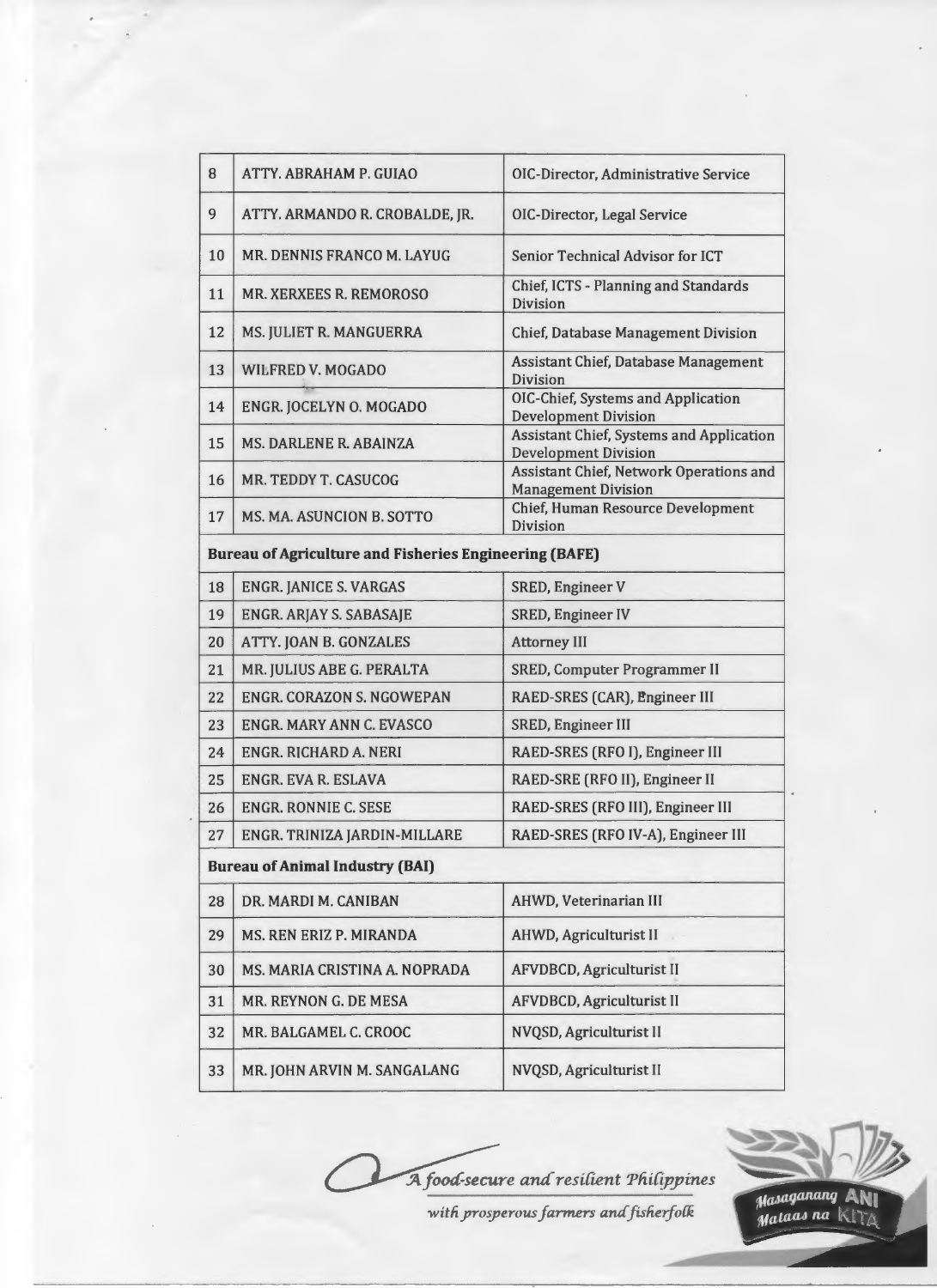| | | |
|---|---|---|
| 8 | ATTY. ABRAHAM P. GUIAO | OIC-Director, Administrative Service |
| 9 | ATTY. ARMANDO R. CROBALDE, JR. | OIC-Director, Legal Service |
| 10 | MR. DENNIS FRANCO M. LAYUG | Senior Technical Advisor for ICT |
| 11 | MR. XERXEES R. REMOROSO | Chief, ICTS - Planning and Standards Division |
| 12 | MS. JULIET R. MANGUERRA | Chief, Database Management Division |
| 13 | WILFRED V. MOGADO | Assistant Chief, Database Management Division |
| 14 | ENGR. JOCELYN O. MOGADO | OIC-Chief, Systems and Application Development Division |
| 15 | MS. DARLENE R. ABAINZA | Assistant Chief, Systems and Application Development Division |
| 16 | MR. TEDDY T. CASUCOG | Assistant Chief, Network Operations and Management Division |
| 17 | MS. MA. ASUNCION B. SOTTO | Chief, Human Resource Development Division |
| **Bureau of Agriculture and Fisheries Engineering (BAFE)** | | |
| 18 | ENGR. JANICE S. VARGAS | SRED, Engineer V |
| 19 | ENGR. ARJAY S. SABASAJE | SRED, Engineer IV |
| 20 | ATTY. JOAN B. GONZALES | Attorney III |
| 21 | MR. JULIUS ABE G. PERALTA | SRED, Computer Programmer II |
| 22 | ENGR. CORAZON S. NGOWEPAN | RAED-SRES (CAR), Engineer III |
| 23 | ENGR. MARY ANN C. EVASCO | SRED, Engineer III |
| 24 | ENGR. RICHARD A. NERI | RAED-SRES (RFO I), Engineer III |
| 25 | ENGR. EVA R. ESLAVA | RAED-SRE (RFO II), Engineer II |
| 26 | ENGR. RONNIE C. SESE | RAED-SRES (RFO III), Engineer III |
| 27 | ENGR. TRINIZA JARDIN-MILLARE | RAED-SRES (RFO IV-A), Engineer III |
| **Bureau of Animal Industry (BAI)** | | |
| 28 | DR. MARDI M. CANIBAN | AHWD, Veterinarian III |
| 29 | MS. REN ERIZ P. MIRANDA | AHWD, Agriculturist II |
| 30 | MS. MARIA CRISTINA A. NOPRADA | AFVDBCD, Agriculturist II |
| 31 | MR. REYNON G. DE MESA | AFVDBCD, Agriculturist II |
| 32 | MR. BALGAMEL C. CROOC | NVQSD, Agriculturist II |
| 33 | MR. JOHN ARVIN M. SANGALANG | NVQSD, Agriculturist II |

*A food-secure and resilient Philippines with prosperous farmers and fisherfolk*

Masaganang ANI Mataas na KITA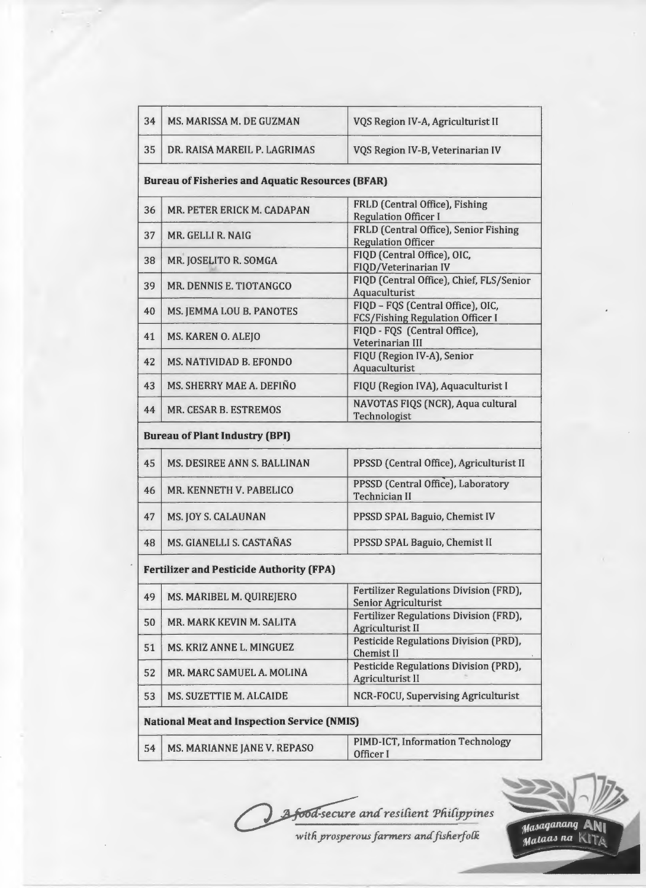| | | |
|---|---|---|
| 34 | MS. MARISSA M. DE GUZMAN | VQS Region IV-A, Agriculturist II |
| 35 | DR. RAISA MAREIL P. LAGRIMAS | VQS Region IV-B, Veterinarian IV |
| **Bureau of Fisheries and Aquatic Resources (BFAR)** | | |
| 36 | MR. PETER ERICK M. CADAPAN | FRLD (Central Office), Fishing Regulation Officer I |
| 37 | MR. GELLI R. NAIG | FRLD (Central Office), Senior Fishing Regulation Officer |
| 38 | MR. JOSELITO R. SOMGA | FIQD (Central Office), OIC, FIQD/Veterinarian IV |
| 39 | MR. DENNIS E. TIOTANGCO | FIQD (Central Office), Chief, FLS/Senior Aquaculturist |
| 40 | MS. JEMMA LOU B. PANOTES | FIQD – FQS (Central Office), OIC, FCS/Fishing Regulation Officer I |
| 41 | MS. KAREN O. ALEJO | FIQD - FQS (Central Office), Veterinarian III |
| 42 | MS. NATIVIDAD B. EFONDO | FIQU (Region IV-A), Senior Aquaculturist |
| 43 | MS. SHERRY MAE A. DEFIÑO | FIQU (Region IVA), Aquaculturist I |
| 44 | MR. CESAR B. ESTREMOS | NAVOTAS FIQS (NCR), Aqua cultural Technologist |
| **Bureau of Plant Industry (BPI)** | | |
| 45 | MS. DESIREE ANN S. BALLINAN | PPSSD (Central Office), Agriculturist II |
| 46 | MR. KENNETH V. PABELICO | PPSSD (Central Office), Laboratory Technician II |
| 47 | MS. JOY S. CALAUNAN | PPSSD SPAL Baguio, Chemist IV |
| 48 | MS. GIANELLI S. CASTAÑAS | PPSSD SPAL Baguio, Chemist II |
| **Fertilizer and Pesticide Authority (FPA)** | | |
| 49 | MS. MARIBEL M. QUIREJERO | Fertilizer Regulations Division (FRD), Senior Agriculturist |
| 50 | MR. MARK KEVIN M. SALITA | Fertilizer Regulations Division (FRD), Agriculturist II |
| 51 | MS. KRIZ ANNE L. MINGUEZ | Pesticide Regulations Division (PRD), Chemist II |
| 52 | MR. MARC SAMUEL A. MOLINA | Pesticide Regulations Division (PRD), Agriculturist II |
| 53 | MS. SUZETTIE M. ALCAIDE | NCR-FOCU, Supervising Agriculturist |
| **National Meat and Inspection Service (NMIS)** | | |
| 54 | MS. MARIANNE JANE V. REPASO | PIMD-ICT, Information Technology Officer I |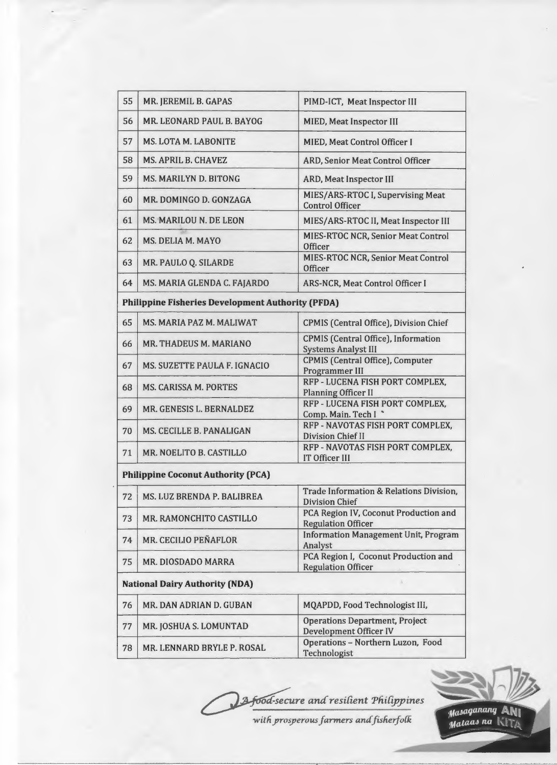| 55 | MR. JEREMIL B. GAPAS | PIMD-ICT, Meat Inspector III |
|---|---|---|
| 56 | MR. LEONARD PAUL B. BAYOG | MIED, Meat Inspector III |
| 57 | MS. LOTA M. LABONITE | MIED, Meat Control Officer I |
| 58 | MS. APRIL B. CHAVEZ | ARD, Senior Meat Control Officer |
| 59 | MS. MARILYN D. BITONG | ARD, Meat Inspector III |
| 60 | MR. DOMINGO D. GONZAGA | MIES/ARS-RTOC I, Supervising Meat Control Officer |
| 61 | MS. MARILOU N. DE LEON | MIES/ARS-RTOC II, Meat Inspector III |
| 62 | MS. DELIA M. MAYO | MIES-RTOC NCR, Senior Meat Control Officer |
| 63 | MR. PAULO Q. SILARDE | MIES-RTOC NCR, Senior Meat Control Officer |
| 64 | MS. MARIA GLENDA C. FAJARDO | ARS-NCR, Meat Control Officer I |
| **Philippine Fisheries Development Authority (PFDA)** | | |
| 65 | MS. MARIA PAZ M. MALIWAT | CPMIS (Central Office), Division Chief |
| 66 | MR. THADEUS M. MARIANO | CPMIS (Central Office), Information Systems Analyst III |
| 67 | MS. SUZETTE PAULA F. IGNACIO | CPMIS (Central Office), Computer Programmer III |
| 68 | MS. CARISSA M. PORTES | RFP - LUCENA FISH PORT COMPLEX, Planning Officer II |
| 69 | MR. GENESIS L. BERNALDEZ | RFP - LUCENA FISH PORT COMPLEX, Comp. Main. Tech I |
| 70 | MS. CECILLE B. PANALIGAN | RFP - NAVOTAS FISH PORT COMPLEX, Division Chief II |
| 71 | MR. NOELITO B. CASTILLO | RFP - NAVOTAS FISH PORT COMPLEX, IT Officer III |
| **Philippine Coconut Authority (PCA)** | | |
| 72 | MS. LUZ BRENDA P. BALIBREA | Trade Information & Relations Division, Division Chief |
| 73 | MR. RAMONCHITO CASTILLO | PCA Region IV, Coconut Production and Regulation Officer |
| 74 | MR. CECILIO PEÑAFLOR | Information Management Unit, Program Analyst |
| 75 | MR. DIOSDADO MARRA | PCA Region I, Coconut Production and Regulation Officer |
| **National Dairy Authority (NDA)** | | |
| 76 | MR. DAN ADRIAN D. GUBAN | MQAPDD, Food Technologist III, |
| 77 | MR. JOSHUA S. LOMUNTAD | Operations Department, Project Development Officer IV |
| 78 | MR. LENNARD BRYLE P. ROSAL | Operations – Northern Luzon, Food Technologist |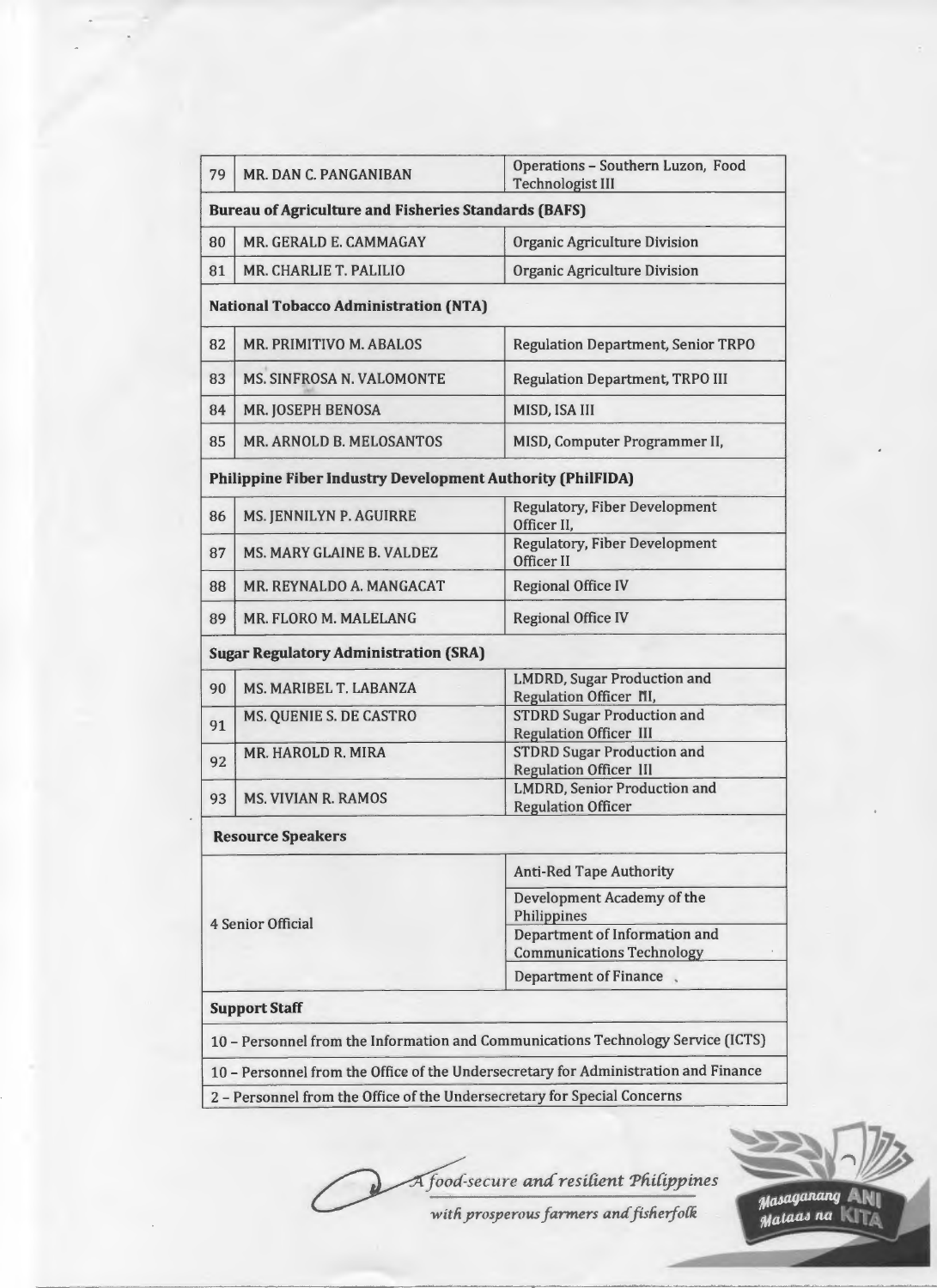| 79 | MR. DAN C. PANGANIBAN | Operations – Southern Luzon, Food Technologist III |
|---|---|---|
| **Bureau of Agriculture and Fisheries Standards (BAFS)** | | |
| 80 | MR. GERALD E. CAMMAGAY | Organic Agriculture Division |
| 81 | MR. CHARLIE T. PALILIO | Organic Agriculture Division |
| **National Tobacco Administration (NTA)** | | |
| 82 | MR. PRIMITIVO M. ABALOS | Regulation Department, Senior TRPO |
| 83 | MS. SINFROSA N. VALOMONTE | Regulation Department, TRPO III |
| 84 | MR. JOSEPH BENOSA | MISD, ISA III |
| 85 | MR. ARNOLD B. MELOSANTOS | MISD, Computer Programmer II, |
| **Philippine Fiber Industry Development Authority (PhilFIDA)** | | |
| 86 | MS. JENNILYN P. AGUIRRE | Regulatory, Fiber Development Officer II, |
| 87 | MS. MARY GLAINE B. VALDEZ | Regulatory, Fiber Development Officer II |
| 88 | MR. REYNALDO A. MANGACAT | Regional Office IV |
| 89 | MR. FLORO M. MALELANG | Regional Office IV |
| **Sugar Regulatory Administration (SRA)** | | |
| 90 | MS. MARIBEL T. LABANZA | LMDRD, Sugar Production and Regulation Officer III, |
| 91 | MS. QUENIE S. DE CASTRO | STDRD Sugar Production and Regulation Officer III |
| 92 | MR. HAROLD R. MIRA | STDRD Sugar Production and Regulation Officer III |
| 93 | MS. VIVIAN R. RAMOS | LMDRD, Senior Production and Regulation Officer |
| **Resource Speakers** | | |
| 4 Senior Official | | Anti-Red Tape Authority |
| | | Development Academy of the Philippines |
| | | Department of Information and Communications Technology |
| | | Department of Finance |
| **Support Staff** | | |
| 10 – Personnel from the Information and Communications Technology Service (ICTS) | | |
| 10 – Personnel from the Office of the Undersecretary for Administration and Finance | | |
| 2 – Personnel from the Office of the Undersecretary for Special Concerns | | |

*A food-secure and resilient Philippines with prosperous farmers and fisherfolk*

Masaganang ANI Mataas na KITA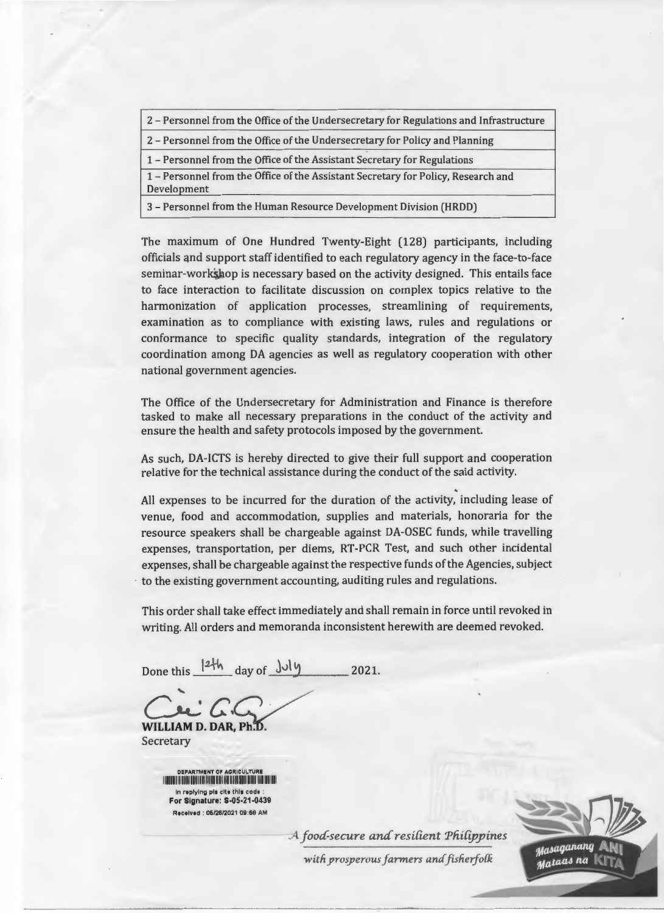| |
|---|
| 2 – Personnel from the Office of the Undersecretary for Regulations and Infrastructure |
| 2 – Personnel from the Office of the Undersecretary for Policy and Planning |
| 1 – Personnel from the Office of the Assistant Secretary for Regulations |
| 1 – Personnel from the Office of the Assistant Secretary for Policy, Research and Development |
| 3 – Personnel from the Human Resource Development Division (HRDD) |

The maximum of One Hundred Twenty-Eight (128) participants, including officials and support staff identified to each regulatory agency in the face-to-face seminar-workshop is necessary based on the activity designed. This entails face to face interaction to facilitate discussion on complex topics relative to the harmonization of application processes, streamlining of requirements, examination as to compliance with existing laws, rules and regulations or conformance to specific quality standards, integration of the regulatory coordination among DA agencies as well as regulatory cooperation with other national government agencies.

The Office of the Undersecretary for Administration and Finance is therefore tasked to make all necessary preparations in the conduct of the activity and ensure the health and safety protocols imposed by the government.

As such, DA-ICTS is hereby directed to give their full support and cooperation relative for the technical assistance during the conduct of the said activity.

All expenses to be incurred for the duration of the activity, including lease of venue, food and accommodation, supplies and materials, honoraria for the resource speakers shall be chargeable against DA-OSEC funds, while travelling expenses, transportation, per diems, RT-PCR Test, and such other incidental expenses, shall be chargeable against the respective funds of the Agencies, subject to the existing government accounting, auditing rules and regulations.

This order shall take effect immediately and shall remain in force until revoked in writing. All orders and memoranda inconsistent herewith are deemed revoked.

Done this 12th day of July 2021.

**WILLIAM D. DAR, Ph.D.**
Secretary

DEPARTMENT OF AGRICULTURE
In replying pls cite this code :
**For Signature: S-05-21-0439**
Received : 05/26/2021 09:58 AM

*A food-secure and resilient Philippines with prosperous farmers and fisherfolk*

Masaganang ANI Mataas na KITA